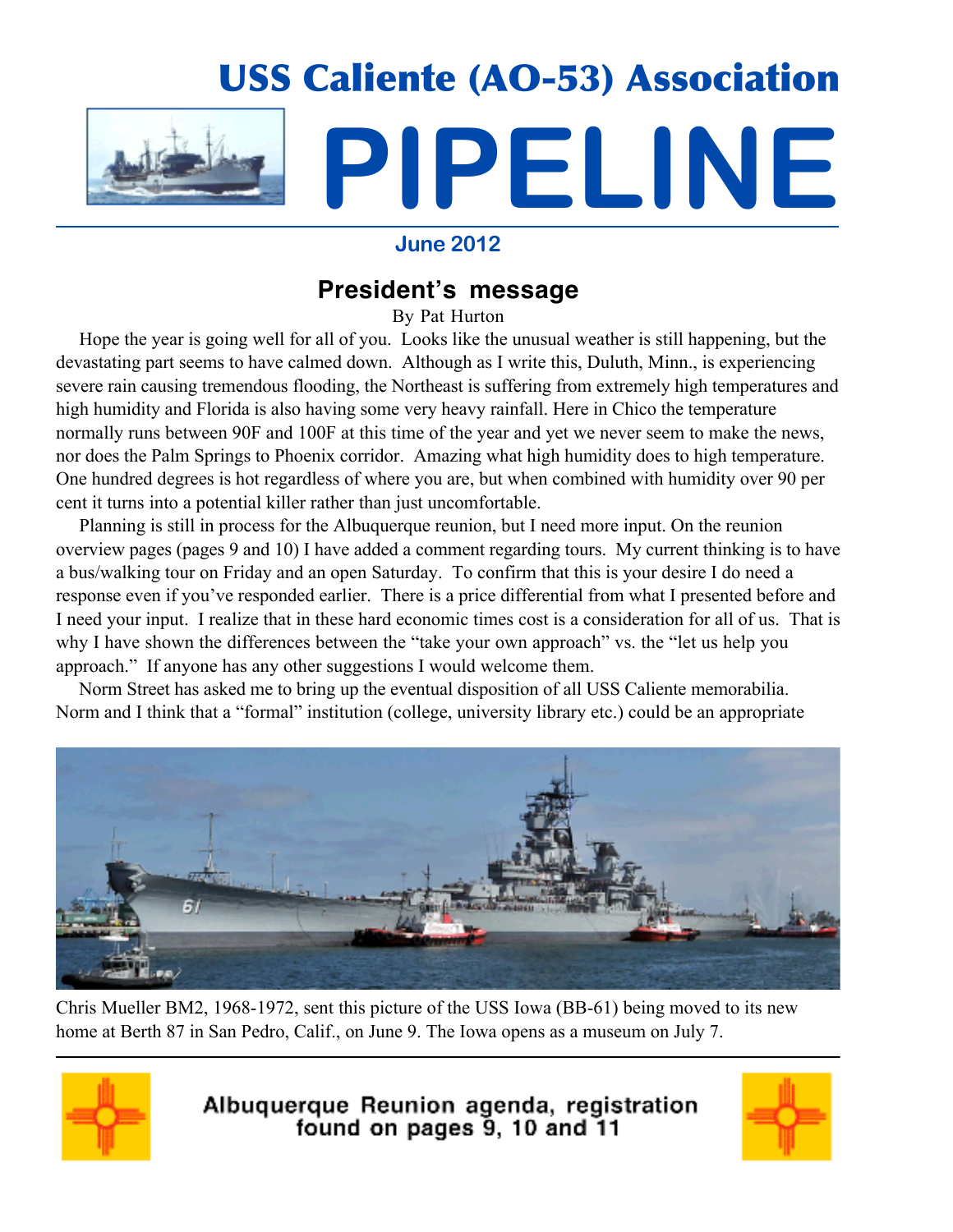# USS Caliente (AO-53) Association

# PIPELINE

**June 2012**

## President's message

By Pat Hurton

Hope the year is going well for all of you. Looks like the unusual weather is still happening, but the devastating part seems to have calmed down. Although as I write this, Duluth, Minn., is experiencing severe rain causing tremendous flooding, the Northeast is suffering from extremely high temperatures and high humidity and Florida is also having some very heavy rainfall. Here in Chico the temperature normally runs between 90F and 100F at this time of the year and yet we never seem to make the news, nor does the Palm Springs to Phoenix corridor. Amazing what high humidity does to high temperature. One hundred degrees is hot regardless of where you are, but when combined with humidity over 90 per cent it turns into a potential killer rather than just uncomfortable.

Planning is still in process for the Albuquerque reunion, but I need more input. On the reunion overview pages (pages 9 and 10) I have added a comment regarding tours. My current thinking is to have a bus/walking tour on Friday and an open Saturday. To confirm that this is your desire I do need a response even if you've responded earlier. There is a price differential from what I presented before and I need your input. I realize that in these hard economic times cost is a consideration for all of us. That is why I have shown the differences between the "take your own approach" vs. the "let us help you approach." If anyone has any other suggestions I would welcome them.

Norm Street has asked me to bring up the eventual disposition of all USS Caliente memorabilia. Norm and I think that a "formal" institution (college, university library etc.) could be an appropriate

Chris Mueller BM2, 1968-1972, sent this picture of the USS Iowa (BB-61) being moved to its new home at Berth 87 in San Pedro, Calif., on June 9. The Iowa opens as a museum on July 7.

**Albuquerque Reunion agenda, registration found on pages 9, 10 and 11**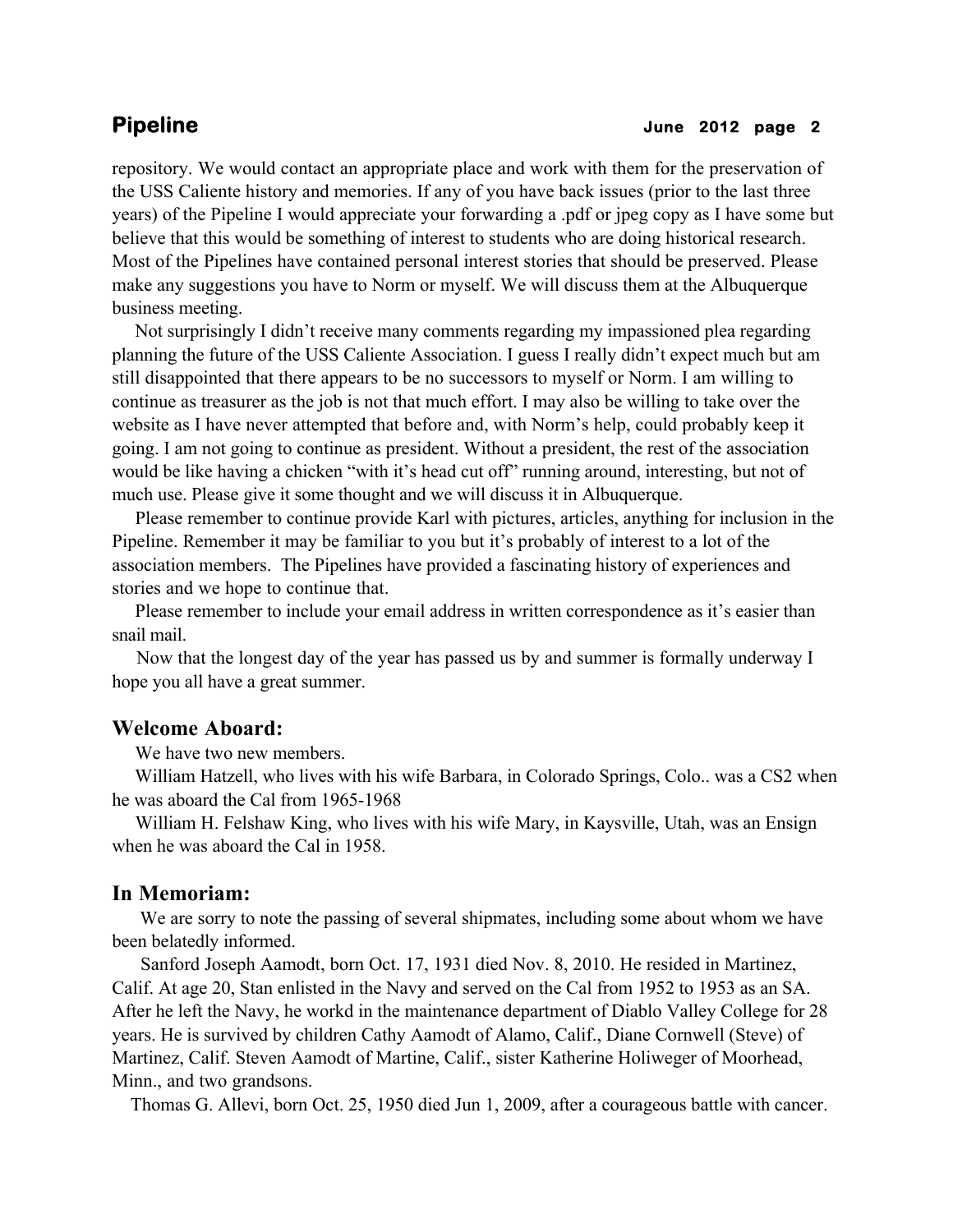repository. We would contact an appropriate place and work with them for the preservation of the USS Caliente history and memories. If any of you have back issues (prior to the last three years) of the Pipeline I would appreciate your forwarding a .pdf or jpeg copy as I have some but believe that this would be something of interest to students who are doing historical research. Most of the Pipelines have contained personal interest stories that should be preserved. Please make any suggestions you have to Norm or myself. We will discuss them at the Albuquerque business meeting.

Not surprisingly I didn't receive many comments regarding my impassioned plea regarding planning the future of the USS Caliente Association. I guess I really didn't expect much but am still disappointed that there appears to be no successors to myself or Norm. I am willing to continue as treasurer as the job is not that much effort. I may also be willing to take over the website as I have never attempted that before and, with Norm's help, could probably keep it going. I am not going to continue as president. Without a president, the rest of the association would be like having a chicken "with it's head cut off" running around, interesting, but not of much use. Please give it some thought and we will discuss it in Albuquerque.

Please remember to continue provide Karl with pictures, articles, anything for inclusion in the Pipeline. Remember it may be familiar to you but it's probably of interest to a lot of the association members. The Pipelines have provided a fascinating history of experiences and stories and we hope to continue that.

Please remember to include your email address in written correspondence as it's easier than snail mail.

Now that the longest day of the year has passed us by and summer is formally underway I hope you all have a great summer.

## Welcome Aboard:

We have two new members.

William Hatzell, who lives with his wife Barbara, in Colorado Springs, Colo.. was a CS2 when he was aboard the Cal from 1965-1968

William H. Felshaw King, who lives with his wife Mary, in Kaysville, Utah, was an Ensign when he was aboard the Cal in 1958.

## In Memoriam:

We are sorry to note the passing of several shipmates, including some about whom we have been belatedly informed.

Sanford Joseph Aamodt, born Oct. 17, 1931 died Nov. 8, 2010. He resided in Martinez, Calif. At age 20, Stan enlisted in the Navy and served on the Cal from 1952 to 1953 as an SA. After he left the Navy, he workd in the maintenance department of Diablo Valley College for 28 years. He is survived by children Cathy Aamodt of Alamo, Calif., Diane Cornwell (Steve) of Martinez, Calif. Steven Aamodt of Martine, Calif., sister Katherine Holiweger of Moorhead, Minn., and two grandsons.

Thomas G. Allevi, born Oct. 25, 1950 died Jun 1, 2009, after a courageous battle with cancer.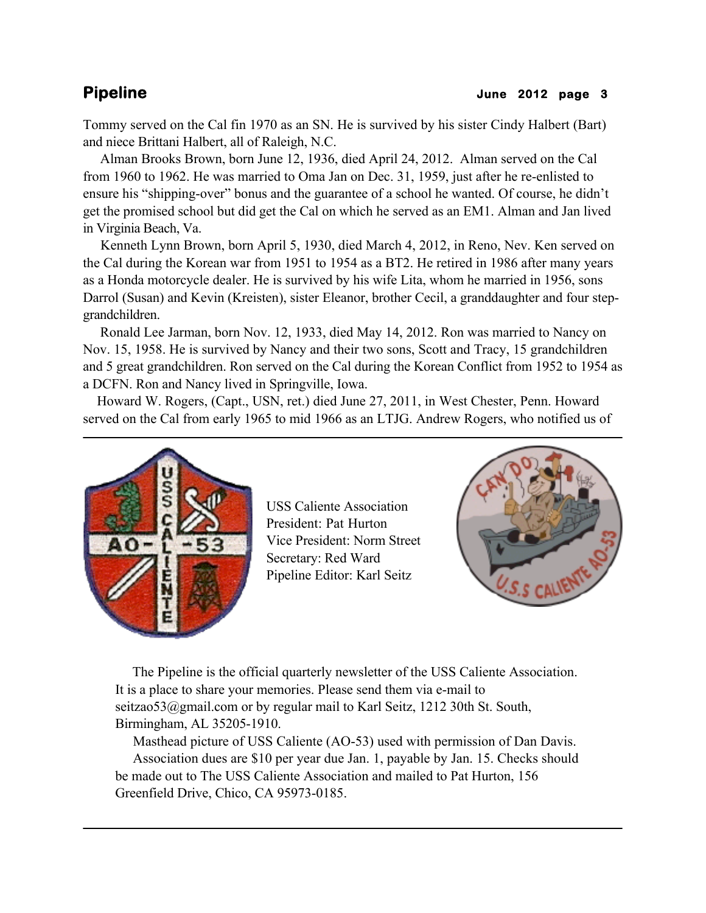Tommy served on the Cal fin 1970 as an SN. He is survived by his sister Cindy Halbert (Bart) and niece Brittani Halbert, all of Raleigh, N.C.

Alman Brooks Brown, born June 12, 1936, died April 24, 2012. Alman served on the Cal from 1960 to 1962. He was married to Oma Jan on Dec. 31, 1959, just after he re-enlisted to ensure his "shipping-over" bonus and the guarantee of a school he wanted. Of course, he didn't get the promised school but did get the Cal on which he served as an EM1. Alman and Jan lived in Virginia Beach, Va.

Kenneth Lynn Brown, born April 5, 1930, died March 4, 2012, in Reno, Nev. Ken served on the Cal during the Korean war from 1951 to 1954 as a BT2. He retired in 1986 after many years as a Honda motorcycle dealer. He is survived by his wife Lita, whom he married in 1956, sons Darrol (Susan) and Kevin (Kreisten), sister Eleanor, brother Cecil, a granddaughter and four step-grandchildren.

Ronald Lee Jarman, born Nov. 12, 1933, died May 14, 2012. Ron was married to Nancy on Nov. 15, 1958. He is survived by Nancy and their two sons, Scott and Tracy, 15 grandchildren and 5 great grandchildren. Ron served on the Cal during the Korean Conflict from 1952 to 1954 as a DCFN. Ron and Nancy lived in Springville, Iowa.

Howard W. Rogers, (Capt., USN, ret.) died June 27, 2011, in West Chester, Penn. Howard served on the Cal from early 1965 to mid 1966 as an LTJG. Andrew Rogers, who notified us of

---

USS Caliente Association
President: Pat Hurton
Vice President: Norm Street
Secretary: Red Ward
Pipeline Editor: Karl Seitz

The Pipeline is the official quarterly newsletter of the USS Caliente Association. It is a place to share your memories. Please send them via e-mail to seitzao53@gmail.com or by regular mail to Karl Seitz, 1212 30th St. South, Birmingham, AL 35205-1910.

Masthead picture of USS Caliente (AO-53) used with permission of Dan Davis.

Association dues are $10 per year due Jan. 1, payable by Jan. 15. Checks should be made out to The USS Caliente Association and mailed to Pat Hurton, 156 Greenfield Drive, Chico, CA 95973-0185.

---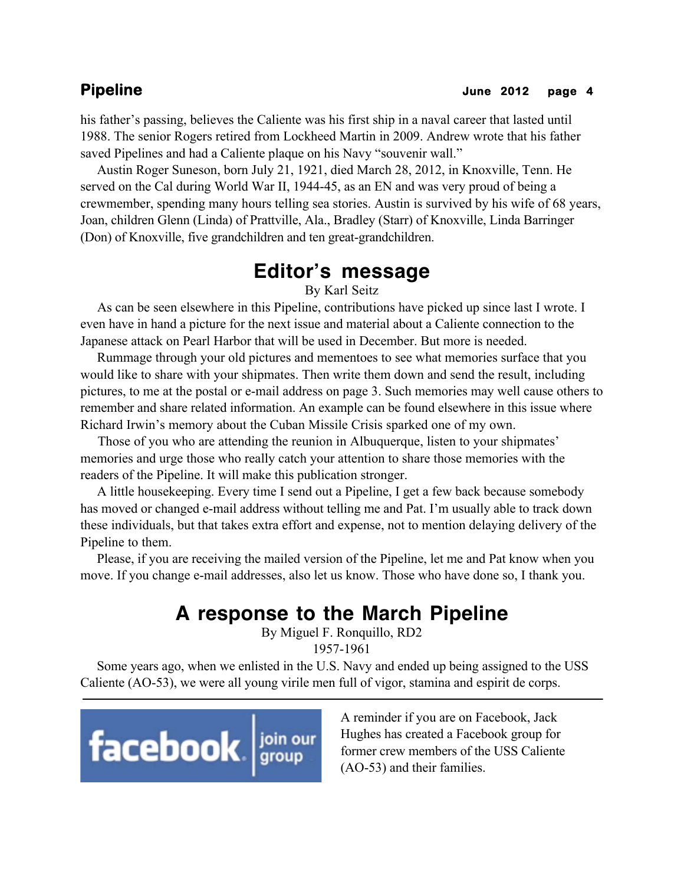his father's passing, believes the Caliente was his first ship in a naval career that lasted until 1988. The senior Rogers retired from Lockheed Martin in 2009. Andrew wrote that his father saved Pipelines and had a Caliente plaque on his Navy "souvenir wall."

Austin Roger Suneson, born July 21, 1921, died March 28, 2012, in Knoxville, Tenn. He served on the Cal during World War II, 1944-45, as an EN and was very proud of being a crewmember, spending many hours telling sea stories. Austin is survived by his wife of 68 years, Joan, children Glenn (Linda) of Prattville, Ala., Bradley (Starr) of Knoxville, Linda Barringer (Don) of Knoxville, five grandchildren and ten great-grandchildren.

## Editor's message

By Karl Seitz

As can be seen elsewhere in this Pipeline, contributions have picked up since last I wrote. I even have in hand a picture for the next issue and material about a Caliente connection to the Japanese attack on Pearl Harbor that will be used in December. But more is needed.

Rummage through your old pictures and mementoes to see what memories surface that you would like to share with your shipmates. Then write them down and send the result, including pictures, to me at the postal or e-mail address on page 3. Such memories may well cause others to remember and share related information. An example can be found elsewhere in this issue where Richard Irwin's memory about the Cuban Missile Crisis sparked one of my own.

Those of you who are attending the reunion in Albuquerque, listen to your shipmates' memories and urge those who really catch your attention to share those memories with the readers of the Pipeline. It will make this publication stronger.

A little housekeeping. Every time I send out a Pipeline, I get a few back because somebody has moved or changed e-mail address without telling me and Pat. I'm usually able to track down these individuals, but that takes extra effort and expense, not to mention delaying delivery of the Pipeline to them.

Please, if you are receiving the mailed version of the Pipeline, let me and Pat know when you move. If you change e-mail addresses, also let us know. Those who have done so, I thank you.

## A response to the March Pipeline

By Miguel F. Ronquillo, RD2

1957-1961

Some years ago, when we enlisted in the U.S. Navy and ended up being assigned to the USS Caliente (AO-53), we were all young virile men full of vigor, stamina and espirit de corps.

---

facebook | join our group

A reminder if you are on Facebook, Jack Hughes has created a Facebook group for former crew members of the USS Caliente (AO-53) and their families.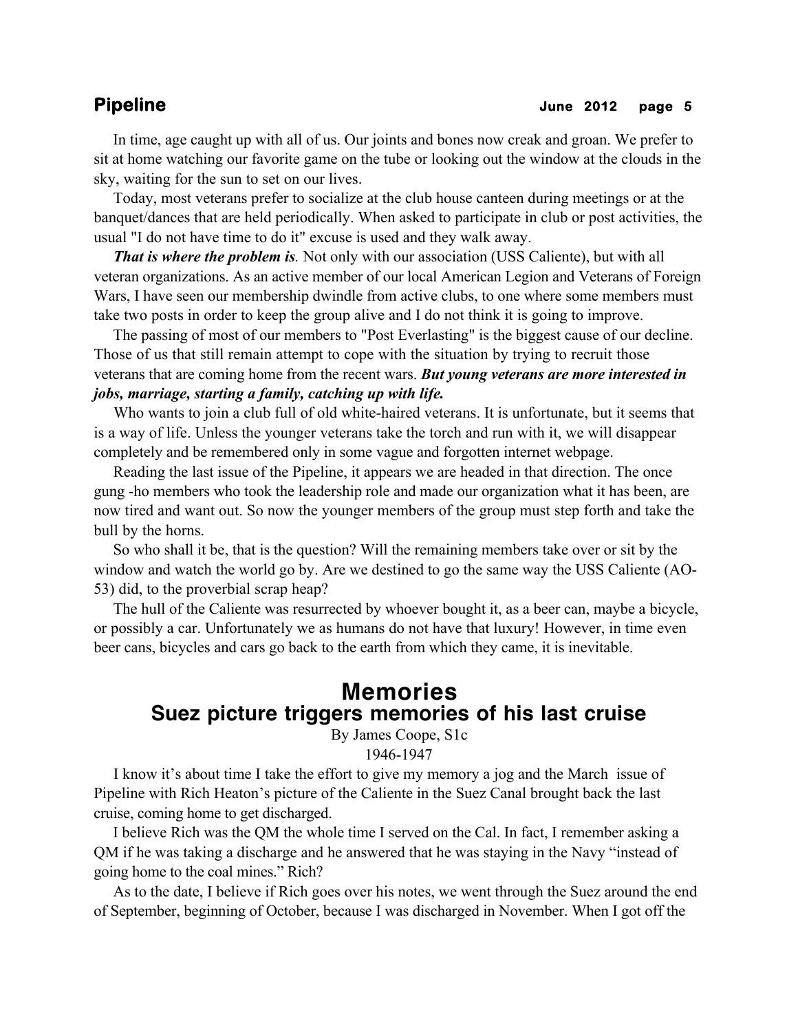In time, age caught up with all of us. Our joints and bones now creak and groan. We prefer to sit at home watching our favorite game on the tube or looking out the window at the clouds in the sky, waiting for the sun to set on our lives.

Today, most veterans prefer to socialize at the club house canteen during meetings or at the banquet/dances that are held periodically. When asked to participate in club or post activities, the usual "I do not have time to do it" excuse is used and they walk away.

***That is where the problem is***. Not only with our association (USS Caliente), but with all veteran organizations. As an active member of our local American Legion and Veterans of Foreign Wars, I have seen our membership dwindle from active clubs, to one where some members must take two posts in order to keep the group alive and I do not think it is going to improve.

The passing of most of our members to "Post Everlasting" is the biggest cause of our decline. Those of us that still remain attempt to cope with the situation by trying to recruit those veterans that are coming home from the recent wars. ***But young veterans are more interested in jobs, marriage, starting a family, catching up with life.***

Who wants to join a club full of old white-haired veterans. It is unfortunate, but it seems that is a way of life. Unless the younger veterans take the torch and run with it, we will disappear completely and be remembered only in some vague and forgotten internet webpage.

Reading the last issue of the Pipeline, it appears we are headed in that direction. The once gung -ho members who took the leadership role and made our organization what it has been, are now tired and want out. So now the younger members of the group must step forth and take the bull by the horns.

So who shall it be, that is the question? Will the remaining members take over or sit by the window and watch the world go by. Are we destined to go the same way the USS Caliente (AO-53) did, to the proverbial scrap heap?

The hull of the Caliente was resurrected by whoever bought it, as a beer can, maybe a bicycle, or possibly a car. Unfortunately we as humans do not have that luxury! However, in time even beer cans, bicycles and cars go back to the earth from which they came, it is inevitable.

# Memories

## Suez picture triggers memories of his last cruise

By James Coope, S1c
1946-1947

I know it's about time I take the effort to give my memory a jog and the March issue of Pipeline with Rich Heaton's picture of the Caliente in the Suez Canal brought back the last cruise, coming home to get discharged.

I believe Rich was the QM the whole time I served on the Cal. In fact, I remember asking a QM if he was taking a discharge and he answered that he was staying in the Navy "instead of going home to the coal mines." Rich?

As to the date, I believe if Rich goes over his notes, we went through the Suez around the end of September, beginning of October, because I was discharged in November. When I got off the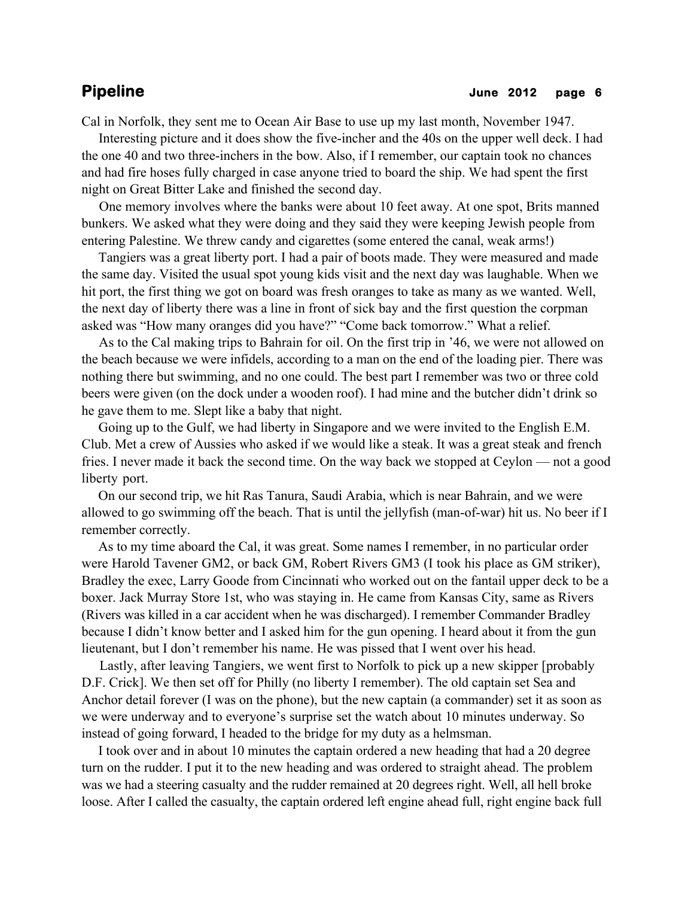Cal in Norfolk, they sent me to Ocean Air Base to use up my last month, November 1947.

Interesting picture and it does show the five-incher and the 40s on the upper well deck. I had the one 40 and two three-inchers in the bow. Also, if I remember, our captain took no chances and had fire hoses fully charged in case anyone tried to board the ship. We had spent the first night on Great Bitter Lake and finished the second day.

One memory involves where the banks were about 10 feet away. At one spot, Brits manned bunkers. We asked what they were doing and they said they were keeping Jewish people from entering Palestine. We threw candy and cigarettes (some entered the canal, weak arms!)

Tangiers was a great liberty port. I had a pair of boots made. They were measured and made the same day. Visited the usual spot young kids visit and the next day was laughable. When we hit port, the first thing we got on board was fresh oranges to take as many as we wanted. Well, the next day of liberty there was a line in front of sick bay and the first question the corpman asked was "How many oranges did you have?" "Come back tomorrow." What a relief.

As to the Cal making trips to Bahrain for oil. On the first trip in '46, we were not allowed on the beach because we were infidels, according to a man on the end of the loading pier. There was nothing there but swimming, and no one could. The best part I remember was two or three cold beers were given (on the dock under a wooden roof). I had mine and the butcher didn't drink so he gave them to me. Slept like a baby that night.

Going up to the Gulf, we had liberty in Singapore and we were invited to the English E.M. Club. Met a crew of Aussies who asked if we would like a steak. It was a great steak and french fries. I never made it back the second time. On the way back we stopped at Ceylon — not a good liberty port.

On our second trip, we hit Ras Tanura, Saudi Arabia, which is near Bahrain, and we were allowed to go swimming off the beach. That is until the jellyfish (man-of-war) hit us. No beer if I remember correctly.

As to my time aboard the Cal, it was great. Some names I remember, in no particular order were Harold Tavener GM2, or back GM, Robert Rivers GM3 (I took his place as GM striker), Bradley the exec, Larry Goode from Cincinnati who worked out on the fantail upper deck to be a boxer. Jack Murray Store 1st, who was staying in. He came from Kansas City, same as Rivers (Rivers was killed in a car accident when he was discharged). I remember Commander Bradley because I didn't know better and I asked him for the gun opening. I heard about it from the gun lieutenant, but I don't remember his name. He was pissed that I went over his head.

Lastly, after leaving Tangiers, we went first to Norfolk to pick up a new skipper [probably D.F. Crick]. We then set off for Philly (no liberty I remember). The old captain set Sea and Anchor detail forever (I was on the phone), but the new captain (a commander) set it as soon as we were underway and to everyone's surprise set the watch about 10 minutes underway. So instead of going forward, I headed to the bridge for my duty as a helmsman.

I took over and in about 10 minutes the captain ordered a new heading that had a 20 degree turn on the rudder. I put it to the new heading and was ordered to straight ahead. The problem was we had a steering casualty and the rudder remained at 20 degrees right. Well, all hell broke loose. After I called the casualty, the captain ordered left engine ahead full, right engine back full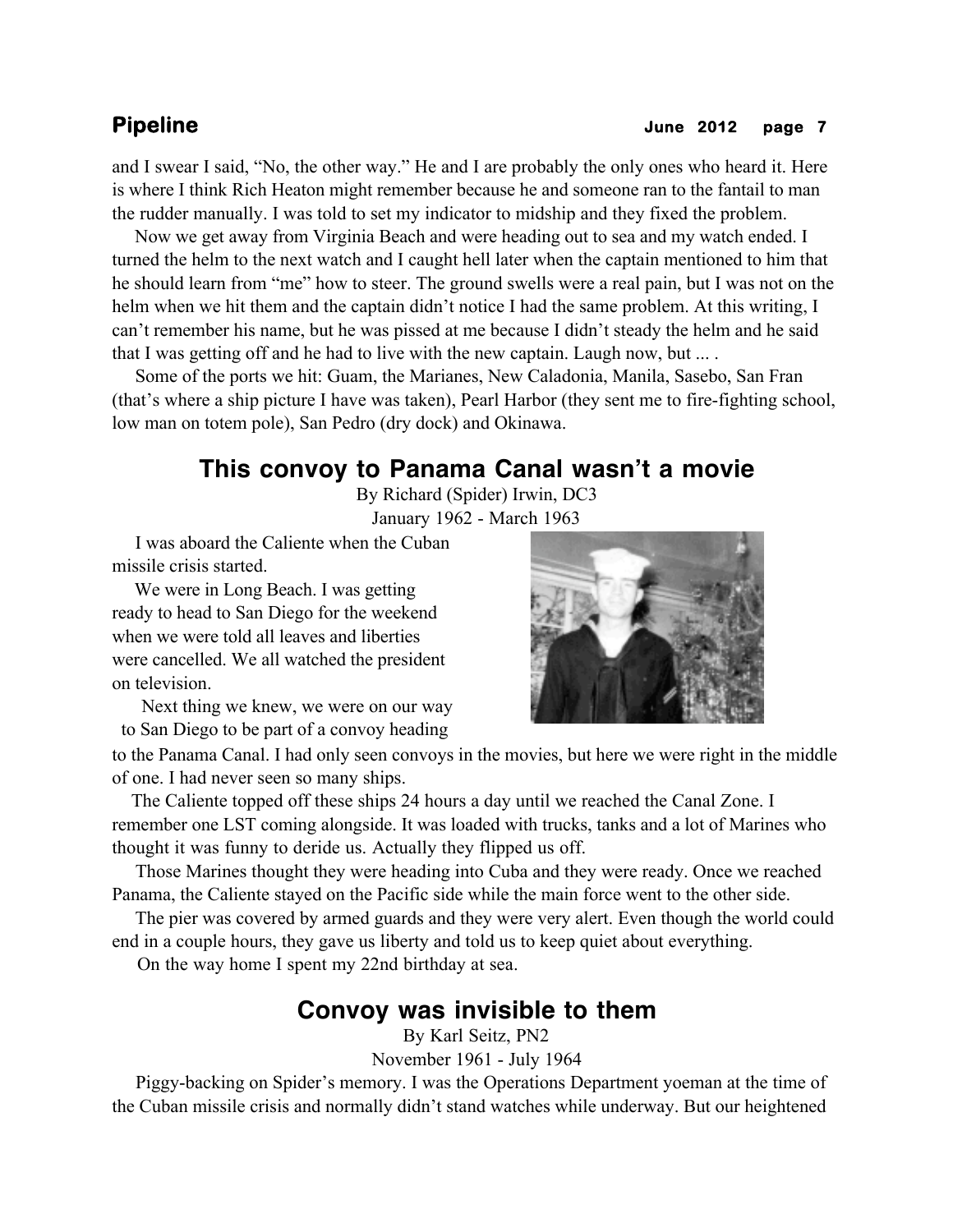and I swear I said, "No, the other way." He and I are probably the only ones who heard it. Here is where I think Rich Heaton might remember because he and someone ran to the fantail to man the rudder manually. I was told to set my indicator to midship and they fixed the problem.

Now we get away from Virginia Beach and were heading out to sea and my watch ended. I turned the helm to the next watch and I caught hell later when the captain mentioned to him that he should learn from "me" how to steer. The ground swells were a real pain, but I was not on the helm when we hit them and the captain didn't notice I had the same problem. At this writing, I can't remember his name, but he was pissed at me because I didn't steady the helm and he said that I was getting off and he had to live with the new captain. Laugh now, but ... .

Some of the ports we hit: Guam, the Marianes, New Caladonia, Manila, Sasebo, San Fran (that's where a ship picture I have was taken), Pearl Harbor (they sent me to fire-fighting school, low man on totem pole), San Pedro (dry dock) and Okinawa.

## This convoy to Panama Canal wasn't a movie

By Richard (Spider) Irwin, DC3
January 1962 - March 1963

I was aboard the Caliente when the Cuban missile crisis started.

We were in Long Beach. I was getting ready to head to San Diego for the weekend when we were told all leaves and liberties were cancelled. We all watched the president on television.

Next thing we knew, we were on our way to San Diego to be part of a convoy heading to the Panama Canal. I had only seen convoys in the movies, but here we were right in the middle of one. I had never seen so many ships.

The Caliente topped off these ships 24 hours a day until we reached the Canal Zone. I remember one LST coming alongside. It was loaded with trucks, tanks and a lot of Marines who thought it was funny to deride us. Actually they flipped us off.

Those Marines thought they were heading into Cuba and they were ready. Once we reached Panama, the Caliente stayed on the Pacific side while the main force went to the other side.

The pier was covered by armed guards and they were very alert. Even though the world could end in a couple hours, they gave us liberty and told us to keep quiet about everything.

On the way home I spent my 22nd birthday at sea.

## Convoy was invisible to them

By Karl Seitz, PN2
November 1961 - July 1964

Piggy-backing on Spider's memory. I was the Operations Department yeoman at the time of the Cuban missile crisis and normally didn't stand watches while underway. But our heightened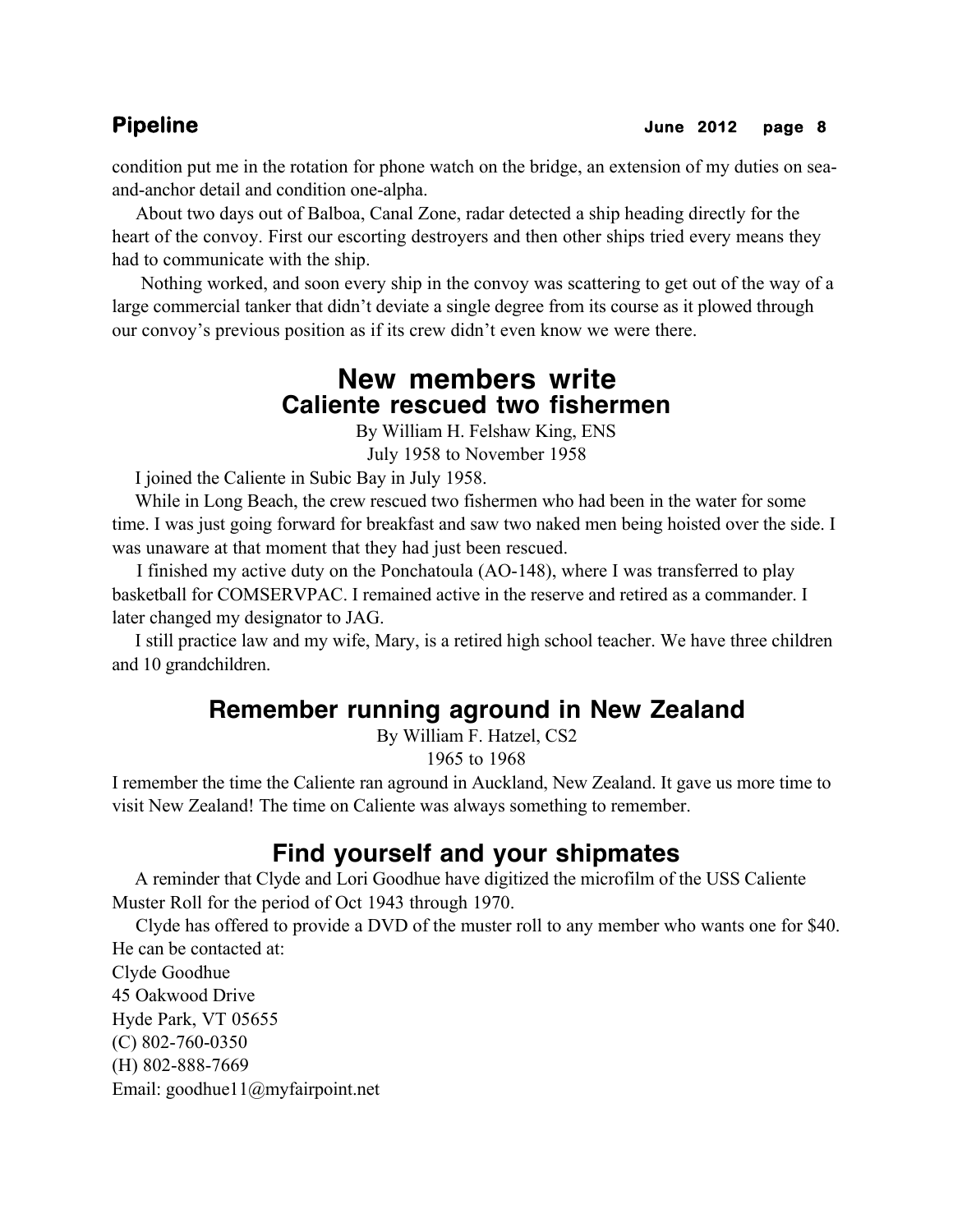condition put me in the rotation for phone watch on the bridge, an extension of my duties on sea-and-anchor detail and condition one-alpha.

About two days out of Balboa, Canal Zone, radar detected a ship heading directly for the heart of the convoy. First our escorting destroyers and then other ships tried every means they had to communicate with the ship.

Nothing worked, and soon every ship in the convoy was scattering to get out of the way of a large commercial tanker that didn't deviate a single degree from its course as it plowed through our convoy's previous position as if its crew didn't even know we were there.

# New members write

## Caliente rescued two fishermen

By William H. Felshaw King, ENS

July 1958 to November 1958

I joined the Caliente in Subic Bay in July 1958.

While in Long Beach, the crew rescued two fishermen who had been in the water for some time. I was just going forward for breakfast and saw two naked men being hoisted over the side. I was unaware at that moment that they had just been rescued.

I finished my active duty on the Ponchatoula (AO-148), where I was transferred to play basketball for COMSERVPAC. I remained active in the reserve and retired as a commander. I later changed my designator to JAG.

I still practice law and my wife, Mary, is a retired high school teacher. We have three children and 10 grandchildren.

## Remember running aground in New Zealand

By William F. Hatzel, CS2

1965 to 1968

I remember the time the Caliente ran aground in Auckland, New Zealand. It gave us more time to visit New Zealand! The time on Caliente was always something to remember.

## Find yourself and your shipmates

A reminder that Clyde and Lori Goodhue have digitized the microfilm of the USS Caliente Muster Roll for the period of Oct 1943 through 1970.

Clyde has offered to provide a DVD of the muster roll to any member who wants one for $40. He can be contacted at:

Clyde Goodhue  
45 Oakwood Drive  
Hyde Park, VT 05655  
(C) 802-760-0350  
(H) 802-888-7669  
Email: goodhue11@myfairpoint.net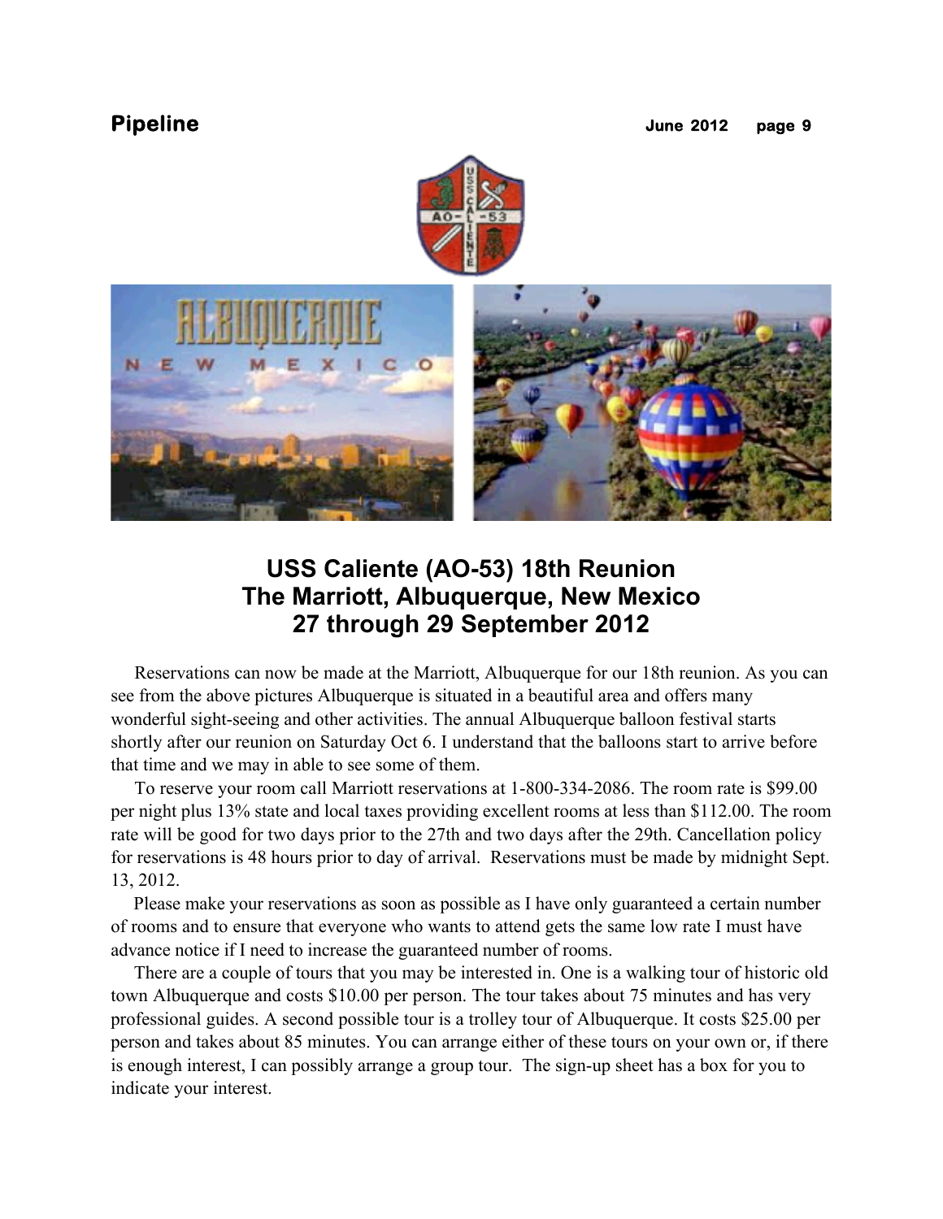# USS Caliente (AO-53) 18th Reunion
# The Marriott, Albuquerque, New Mexico
# 27 through 29 September 2012

Reservations can now be made at the Marriott, Albuquerque for our 18th reunion. As you can see from the above pictures Albuquerque is situated in a beautiful area and offers many wonderful sight-seeing and other activities. The annual Albuquerque balloon festival starts shortly after our reunion on Saturday Oct 6. I understand that the balloons start to arrive before that time and we may in able to see some of them.

To reserve your room call Marriott reservations at 1-800-334-2086. The room rate is $99.00 per night plus 13% state and local taxes providing excellent rooms at less than $112.00. The room rate will be good for two days prior to the 27th and two days after the 29th. Cancellation policy for reservations is 48 hours prior to day of arrival. Reservations must be made by midnight Sept. 13, 2012.

Please make your reservations as soon as possible as I have only guaranteed a certain number of rooms and to ensure that everyone who wants to attend gets the same low rate I must have advance notice if I need to increase the guaranteed number of rooms.

There are a couple of tours that you may be interested in. One is a walking tour of historic old town Albuquerque and costs $10.00 per person. The tour takes about 75 minutes and has very professional guides. A second possible tour is a trolley tour of Albuquerque. It costs $25.00 per person and takes about 85 minutes. You can arrange either of these tours on your own or, if there is enough interest, I can possibly arrange a group tour. The sign-up sheet has a box for you to indicate your interest.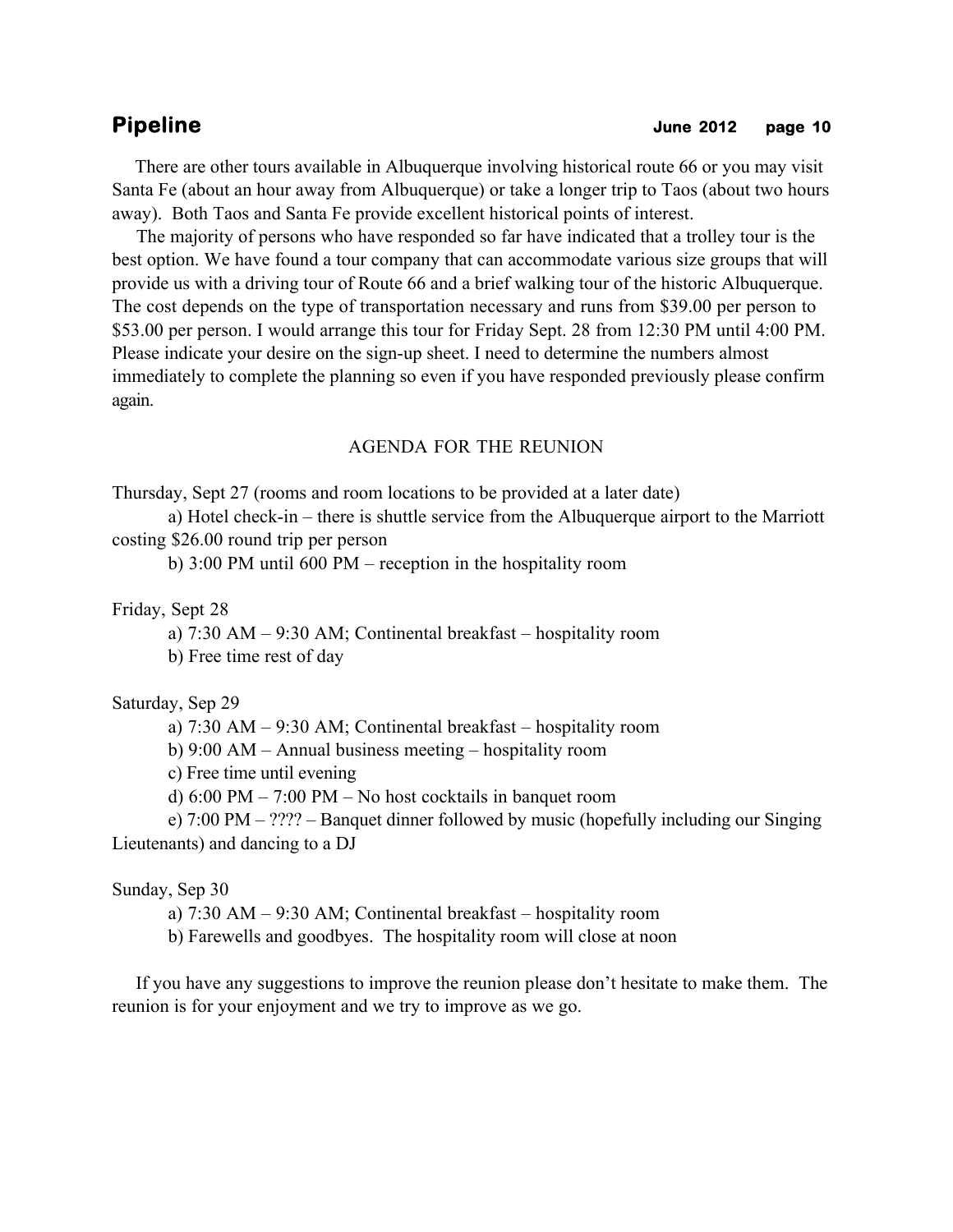There are other tours available in Albuquerque involving historical route 66 or you may visit Santa Fe (about an hour away from Albuquerque) or take a longer trip to Taos (about two hours away). Both Taos and Santa Fe provide excellent historical points of interest.

The majority of persons who have responded so far have indicated that a trolley tour is the best option. We have found a tour company that can accommodate various size groups that will provide us with a driving tour of Route 66 and a brief walking tour of the historic Albuquerque. The cost depends on the type of transportation necessary and runs from $39.00 per person to $53.00 per person. I would arrange this tour for Friday Sept. 28 from 12:30 PM until 4:00 PM. Please indicate your desire on the sign-up sheet. I need to determine the numbers almost immediately to complete the planning so even if you have responded previously please confirm again.

## AGENDA FOR THE REUNION

Thursday, Sept 27 (rooms and room locations to be provided at a later date)

a) Hotel check-in – there is shuttle service from the Albuquerque airport to the Marriott costing $26.00 round trip per person

b) 3:00 PM until 600 PM – reception in the hospitality room

Friday, Sept 28

a) 7:30 AM – 9:30 AM; Continental breakfast – hospitality room

b) Free time rest of day

Saturday, Sep 29

a) 7:30 AM – 9:30 AM; Continental breakfast – hospitality room

b) 9:00 AM – Annual business meeting – hospitality room

c) Free time until evening

d) 6:00 PM – 7:00 PM – No host cocktails in banquet room

e) 7:00 PM – ???? – Banquet dinner followed by music (hopefully including our Singing Lieutenants) and dancing to a DJ

Sunday, Sep 30

a) 7:30 AM – 9:30 AM; Continental breakfast – hospitality room

b) Farewells and goodbyes. The hospitality room will close at noon

If you have any suggestions to improve the reunion please don't hesitate to make them. The reunion is for your enjoyment and we try to improve as we go.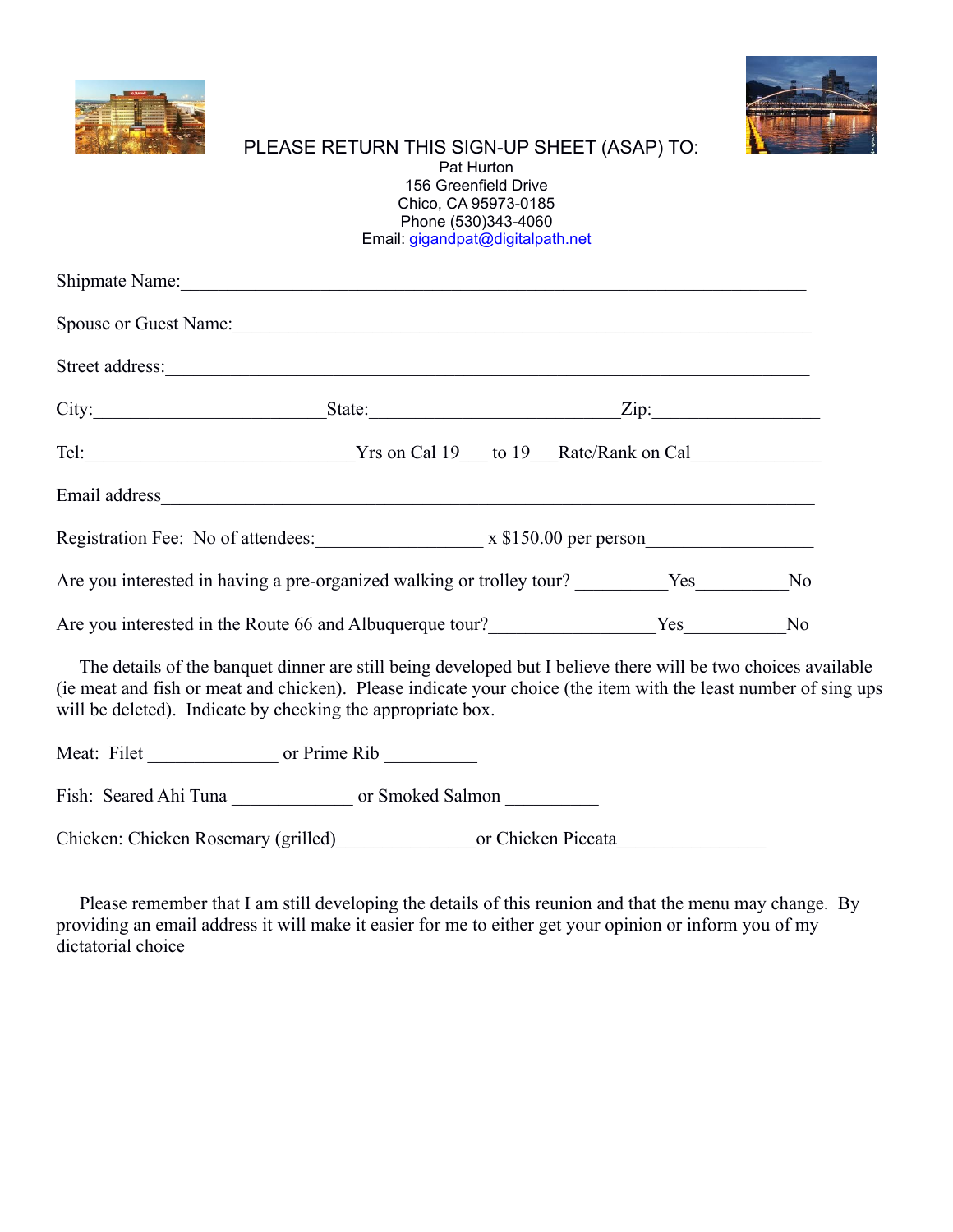PLEASE RETURN THIS SIGN-UP SHEET (ASAP) TO:

Pat Hurton
156 Greenfield Drive
Chico, CA 95973-0185
Phone (530)343-4060
Email: gigandpat@digitalpath.net

Shipmate Name:_______________________________________________________________________

Spouse or Guest Name:_________________________________________________________________

Street address:________________________________________________________________________

City:_________________________State:___________________________Zip:__________________

Tel:_____________________________Yrs on Cal 19___ to 19___Rate/Rank on Cal______________

Email address__________________________________________________________________________

Registration Fee: No of attendees:__________________ x $150.00 per person__________________

Are you interested in having a pre-organized walking or trolley tour? __________Yes__________No

Are you interested in the Route 66 and Albuquerque tour?_________________Yes___________No

The details of the banquet dinner are still being developed but I believe there will be two choices available (ie meat and fish or meat and chicken). Please indicate your choice (the item with the least number of sing ups will be deleted). Indicate by checking the appropriate box.

Meat: Filet ______________ or Prime Rib __________

Fish: Seared Ahi Tuna _____________ or Smoked Salmon __________

Chicken: Chicken Rosemary (grilled)_______________or Chicken Piccata________________

Please remember that I am still developing the details of this reunion and that the menu may change. By providing an email address it will make it easier for me to either get your opinion or inform you of my dictatorial choice